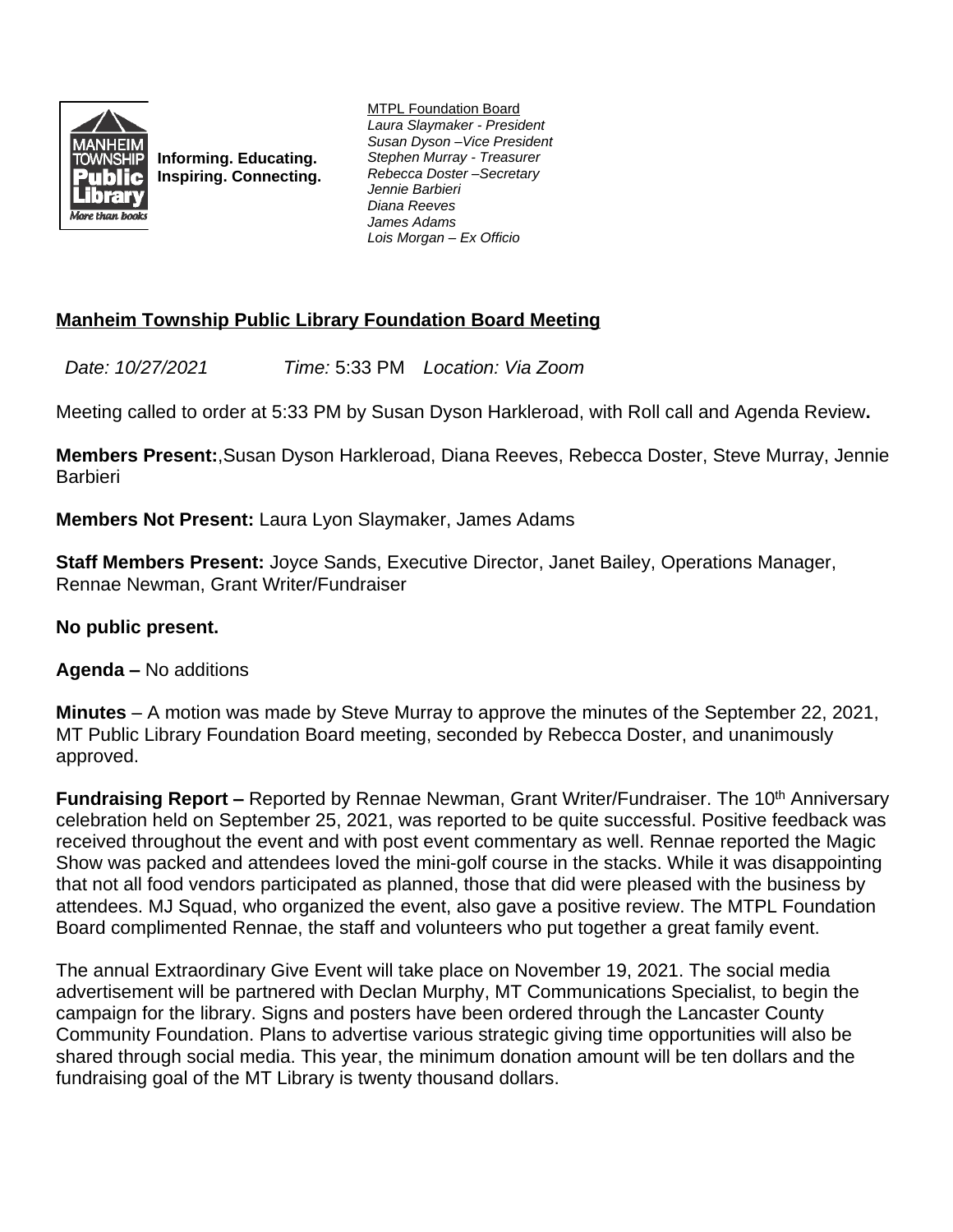Informing. Educating.
Inspiring. Connecting.

MTPL Foundation Board
*Laura Slaymaker - President*
*Susan Dyson –Vice President*
*Stephen Murray - Treasurer*
*Rebecca Doster –Secretary*
*Jennie Barbieri*
*Diana Reeves*
*James Adams*
*Lois Morgan – Ex Officio*

## Manheim Township Public Library Foundation Board Meeting

*Date: 10/27/2021* *Time:* 5:33 PM *Location: Via Zoom*

Meeting called to order at 5:33 PM by Susan Dyson Harkleroad, with Roll call and Agenda Review**.**

**Members Present:**,Susan Dyson Harkleroad, Diana Reeves, Rebecca Doster, Steve Murray, Jennie Barbieri

**Members Not Present:** Laura Lyon Slaymaker, James Adams

**Staff Members Present:** Joyce Sands, Executive Director, Janet Bailey, Operations Manager, Rennae Newman, Grant Writer/Fundraiser

**No public present.**

**Agenda –** No additions

**Minutes** – A motion was made by Steve Murray to approve the minutes of the September 22, 2021, MT Public Library Foundation Board meeting, seconded by Rebecca Doster, and unanimously approved.

**Fundraising Report –** Reported by Rennae Newman, Grant Writer/Fundraiser. The 10th Anniversary celebration held on September 25, 2021, was reported to be quite successful. Positive feedback was received throughout the event and with post event commentary as well. Rennae reported the Magic Show was packed and attendees loved the mini-golf course in the stacks. While it was disappointing that not all food vendors participated as planned, those that did were pleased with the business by attendees. MJ Squad, who organized the event, also gave a positive review. The MTPL Foundation Board complimented Rennae, the staff and volunteers who put together a great family event.

The annual Extraordinary Give Event will take place on November 19, 2021. The social media advertisement will be partnered with Declan Murphy, MT Communications Specialist, to begin the campaign for the library. Signs and posters have been ordered through the Lancaster County Community Foundation. Plans to advertise various strategic giving time opportunities will also be shared through social media. This year, the minimum donation amount will be ten dollars and the fundraising goal of the MT Library is twenty thousand dollars.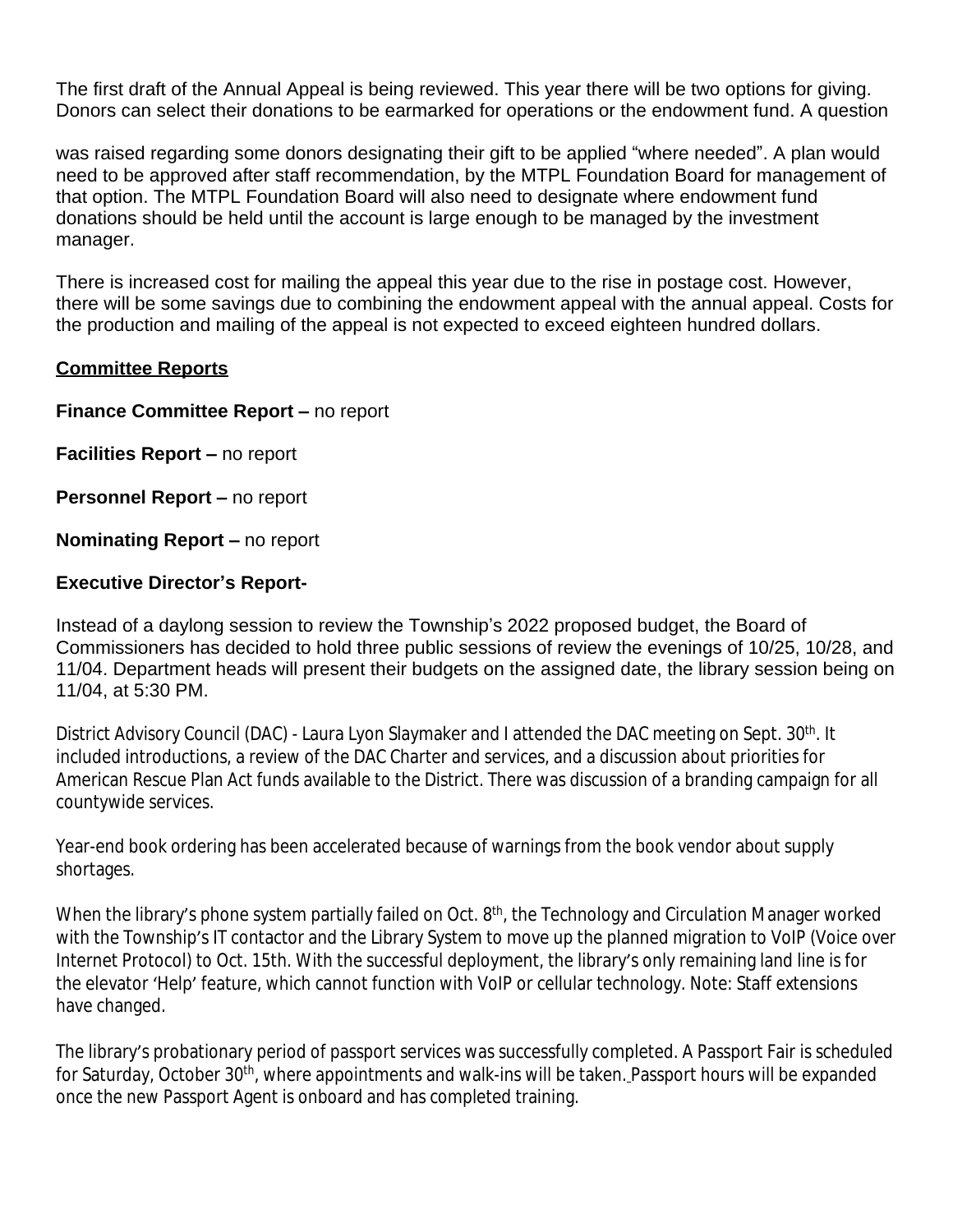The first draft of the Annual Appeal is being reviewed. This year there will be two options for giving. Donors can select their donations to be earmarked for operations or the endowment fund. A question

was raised regarding some donors designating their gift to be applied "where needed". A plan would need to be approved after staff recommendation, by the MTPL Foundation Board for management of that option. The MTPL Foundation Board will also need to designate where endowment fund donations should be held until the account is large enough to be managed by the investment manager.

There is increased cost for mailing the appeal this year due to the rise in postage cost. However, there will be some savings due to combining the endowment appeal with the annual appeal. Costs for the production and mailing of the appeal is not expected to exceed eighteen hundred dollars.

## Committee Reports

**Finance Committee Report –** no report

**Facilities Report –** no report

**Personnel Report –** no report

**Nominating Report –** no report

**Executive Director's Report-**

Instead of a daylong session to review the Township's 2022 proposed budget, the Board of Commissioners has decided to hold three public sessions of review the evenings of 10/25, 10/28, and 11/04. Department heads will present their budgets on the assigned date, the library session being on 11/04, at 5:30 PM.

District Advisory Council (DAC) - Laura Lyon Slaymaker and I attended the DAC meeting on Sept. 30th. It included introductions, a review of the DAC Charter and services, and a discussion about priorities for American Rescue Plan Act funds available to the District. There was discussion of a branding campaign for all countywide services.

Year-end book ordering has been accelerated because of warnings from the book vendor about supply shortages.

When the library's phone system partially failed on Oct. 8th, the Technology and Circulation Manager worked with the Township's IT contactor and the Library System to move up the planned migration to VoIP (Voice over Internet Protocol) to Oct. 15th. With the successful deployment, the library's only remaining land line is for the elevator 'Help' feature, which cannot function with VoIP or cellular technology. Note: Staff extensions have changed.

The library's probationary period of passport services was successfully completed. A Passport Fair is scheduled for Saturday, October 30th, where appointments and walk-ins will be taken. Passport hours will be expanded once the new Passport Agent is onboard and has completed training.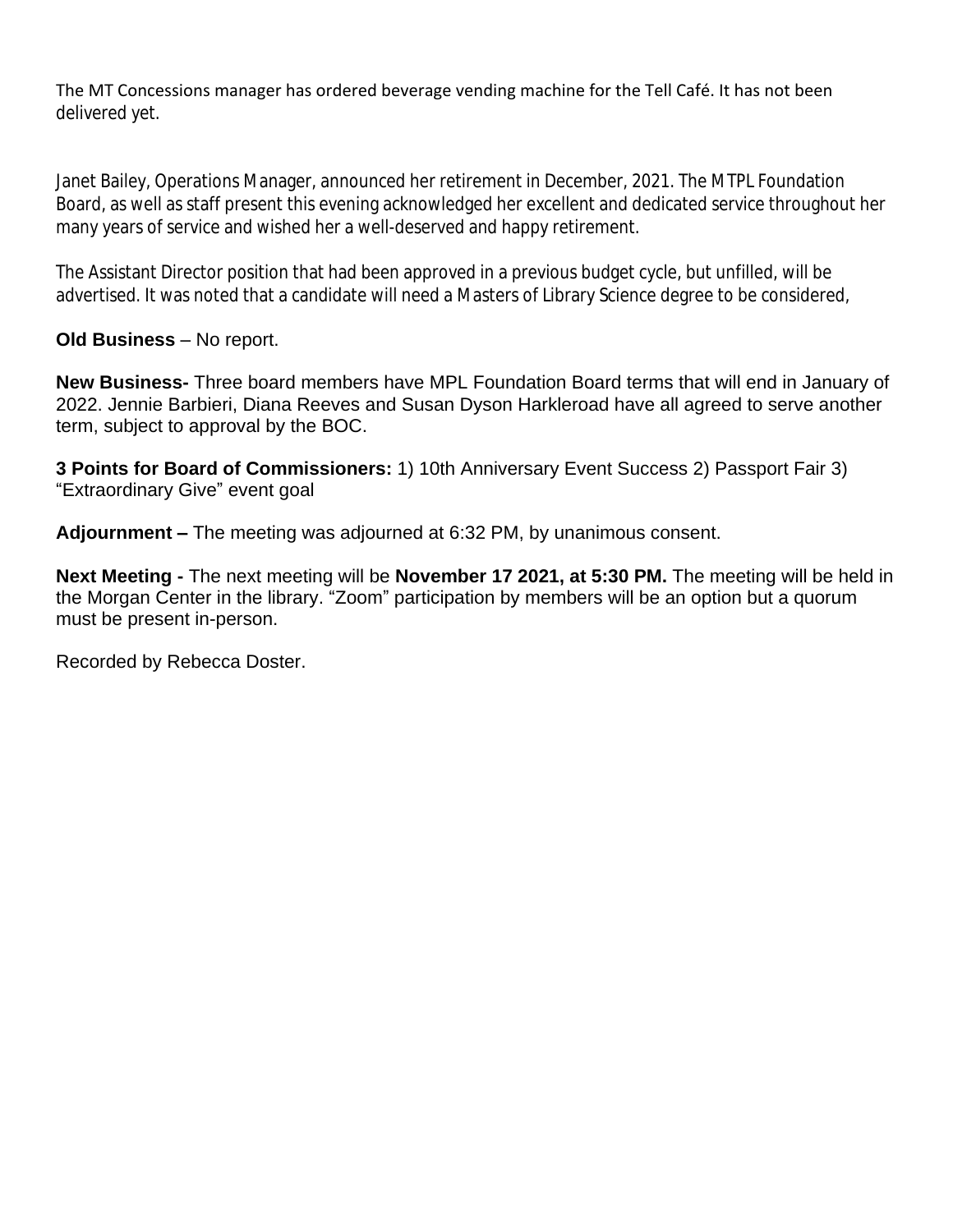The MT Concessions manager has ordered beverage vending machine for the Tell Café. It has not been delivered yet.

Janet Bailey, Operations Manager, announced her retirement in December, 2021. The MTPL Foundation Board, as well as staff present this evening acknowledged her excellent and dedicated service throughout her many years of service and wished her a well-deserved and happy retirement.

The Assistant Director position that had been approved in a previous budget cycle, but unfilled, will be advertised. It was noted that a candidate will need a Masters of Library Science degree to be considered,

**Old Business** – No report.

**New Business-** Three board members have MPL Foundation Board terms that will end in January of 2022. Jennie Barbieri, Diana Reeves and Susan Dyson Harkleroad have all agreed to serve another term, subject to approval by the BOC.

**3 Points for Board of Commissioners:** 1) 10th Anniversary Event Success 2) Passport Fair 3) "Extraordinary Give" event goal

**Adjournment –** The meeting was adjourned at 6:32 PM, by unanimous consent.

**Next Meeting -** The next meeting will be **November 17 2021, at 5:30 PM.** The meeting will be held in the Morgan Center in the library. "Zoom" participation by members will be an option but a quorum must be present in-person.

Recorded by Rebecca Doster.